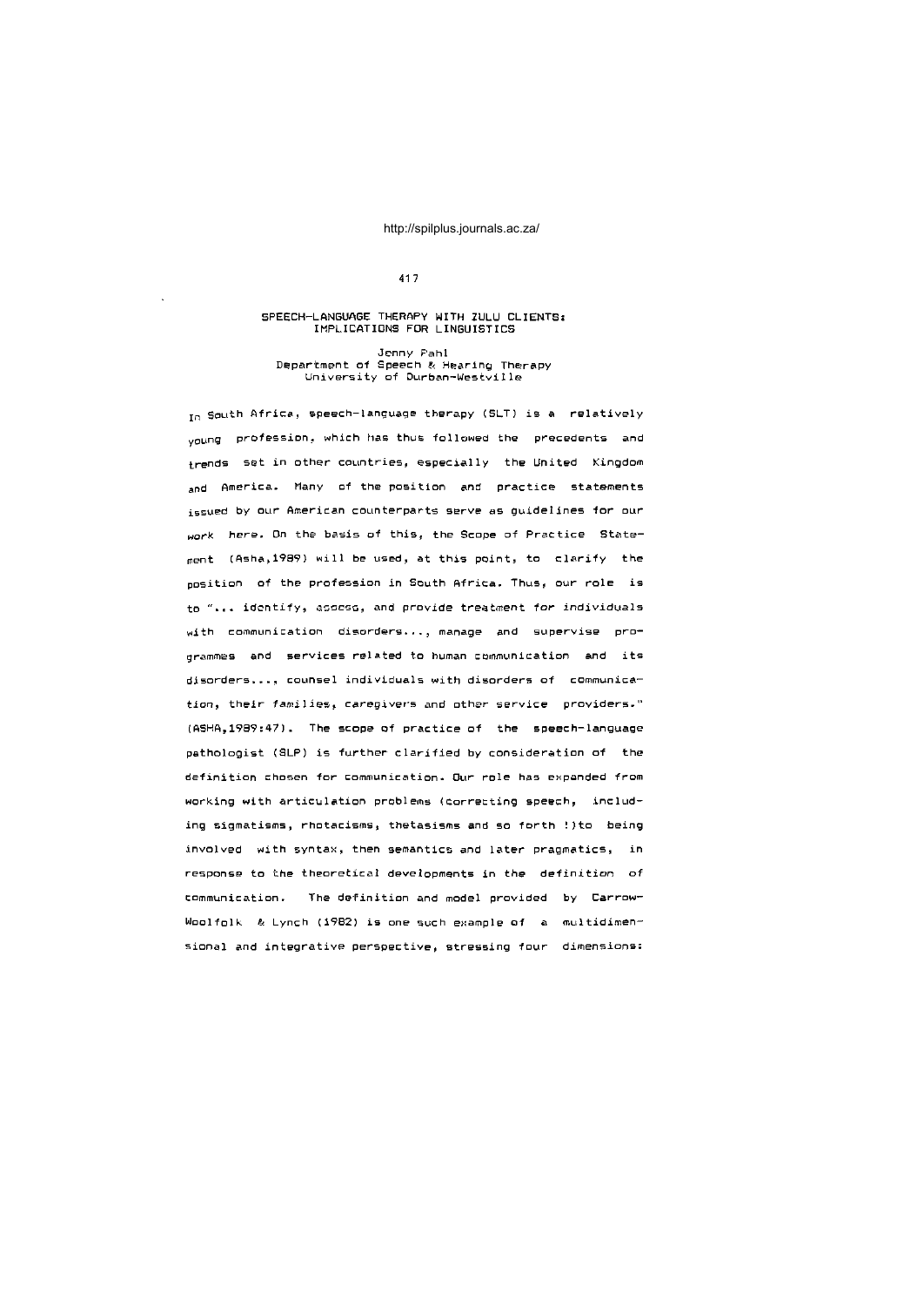# SPEECH-LANGUAGE THERAPY WITH ZULU CLIENTS: IMPLICATIONS FOR LINGUISTICS

Jenny Pahl
Department of Speech & Hearing Therapy
University of Durban-Westville

In South Africa, speech-language therapy (SLT) is a relatively young profession, which has thus followed the precedents and trends set in other countries, especially the United Kingdom and America. Many of the position and practice statements issued by our American counterparts serve as guidelines for our work here. On the basis of this, the Scope of Practice Statement (Asha,1989) will be used, at this point, to clarify the position of the profession in South Africa. Thus, our role is to "... identify, assess, and provide treatment for individuals with communication disorders..., manage and supervise programmes and services related to human communication and its disorders..., counsel individuals with disorders of communication, their families, caregivers and other service providers." (ASHA,1989:47). The scope of practice of the speech-language pathologist (SLP) is further clarified by consideration of the definition chosen for communication. Our role has expanded from working with articulation problems (correcting speech, including sigmatisms, rhotacisms, thetasisms and so forth !)to being involved with syntax, then semantics and later pragmatics, in response to the theoretical developments in the definition of communication. The definition and model provided by Carrow-Woolfolk & Lynch (1982) is one such example of a multidimensional and integrative perspective, stressing four dimensions: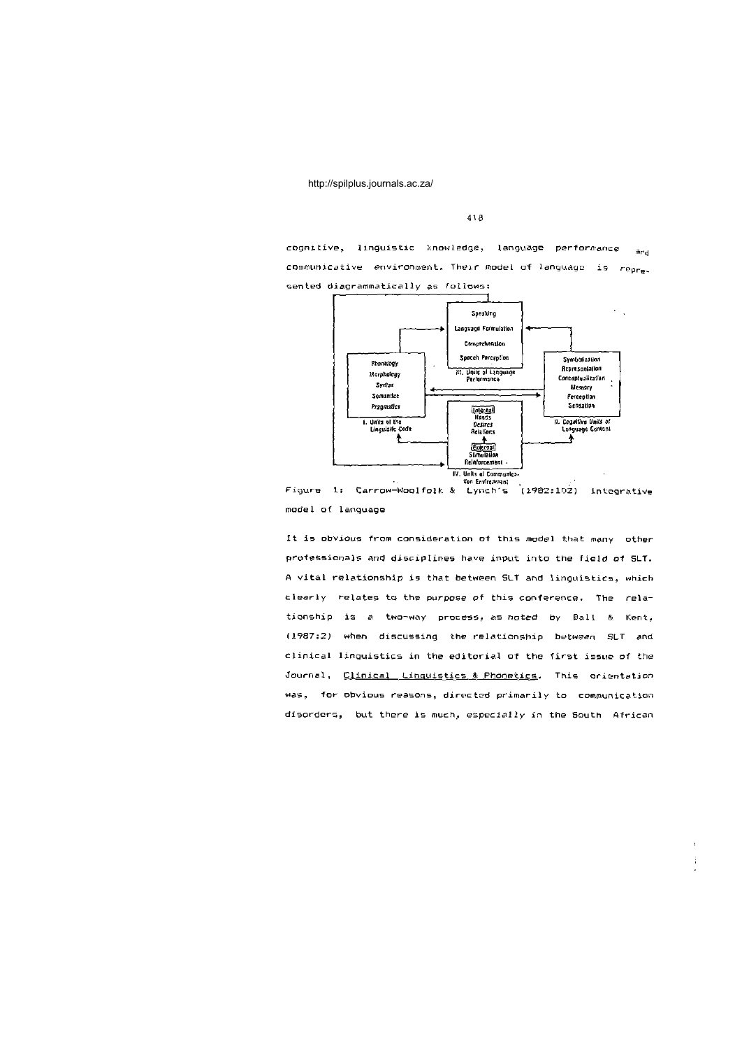cognitive, linguistic knowledge, language performance and communicative environment. Their model of language is represented diagrammatically as follows:

Figure 1: Carrow-Woolfolk & Lynch's (1982:102) integrative model of language

It is obvious from consideration of this model that many other professionals and disciplines have input into the field of SLT. A vital relationship is that between SLT and linguistics, which clearly relates to the purpose of this conference. The relationship is a two-way process, as noted by Ball & Kent, (1987:2) when discussing the relationship between SLT and clinical linguistics in the editorial of the first issue of the Journal, Clinical Linguistics & Phonetics. This orientation was, for obvious reasons, directed primarily to communication disorders, but there is much, especially in the South African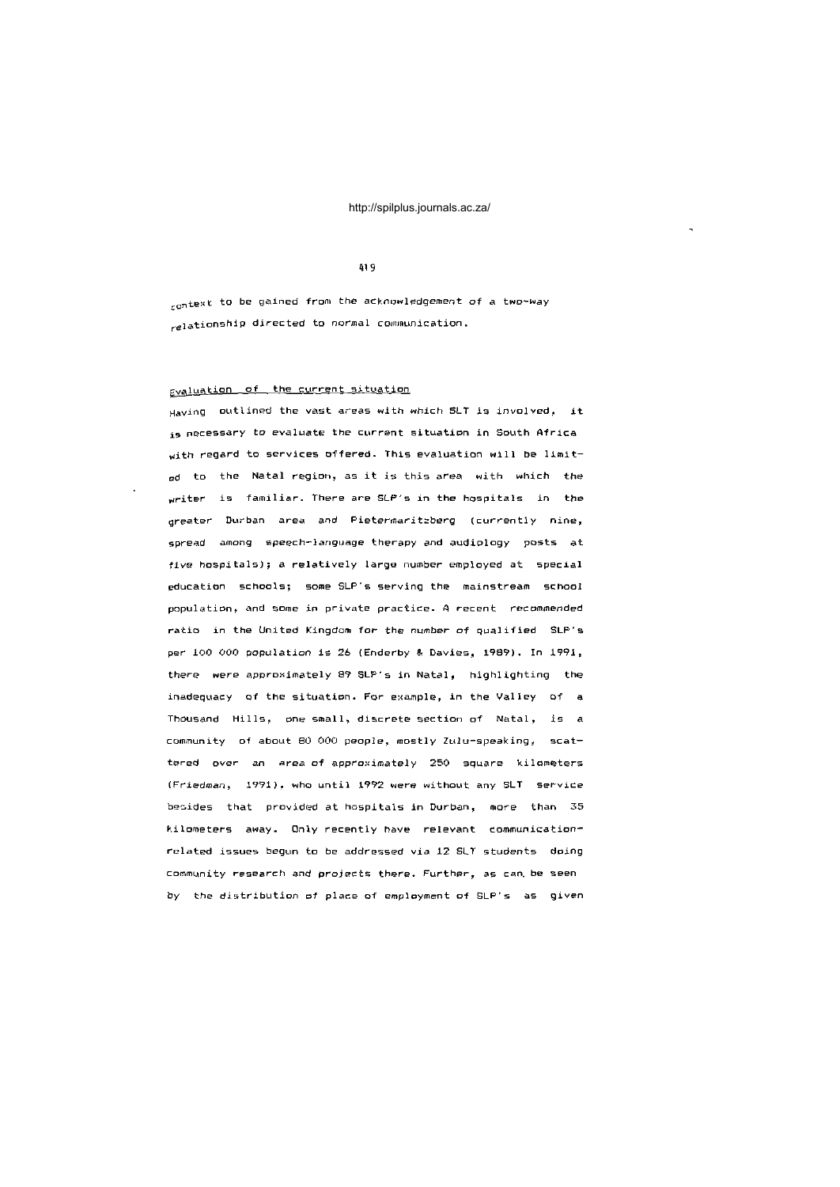context to be gained from the acknowledgement of a two-way relationship directed to normal communication.

## Evaluation of the current situation

Having outlined the vast areas with which SLT is involved, it is necessary to evaluate the current situation in South Africa with regard to services offered. This evaluation will be limited to the Natal region, as it is this area with which the writer is familiar. There are SLP's in the hospitals in the greater Durban area and Pietermaritzberg (currently nine, spread among speech-language therapy and audiology posts at five hospitals); a relatively large number employed at special education schools; some SLP's serving the mainstream school population, and some in private practice. A recent recommended ratio in the United Kingdom for the number of qualified SLP's per 100 000 population is 26 (Enderby & Davies, 1989). In 1991, there were approximately 89 SLP's in Natal, highlighting the inadequacy of the situation. For example, in the Valley of a Thousand Hills, one small, discrete section of Natal, is a community of about 80 000 people, mostly Zulu-speaking, scattered over an area of approximately 250 square kilometers (Friedman, 1991). who until 1992 were without any SLT service besides that provided at hospitals in Durban, more than 35 kilometers away. Only recently have relevant communication-related issues begun to be addressed via 12 SLT students doing community research and projects there. Further, as can be seen by the distribution of place of employment of SLP's as given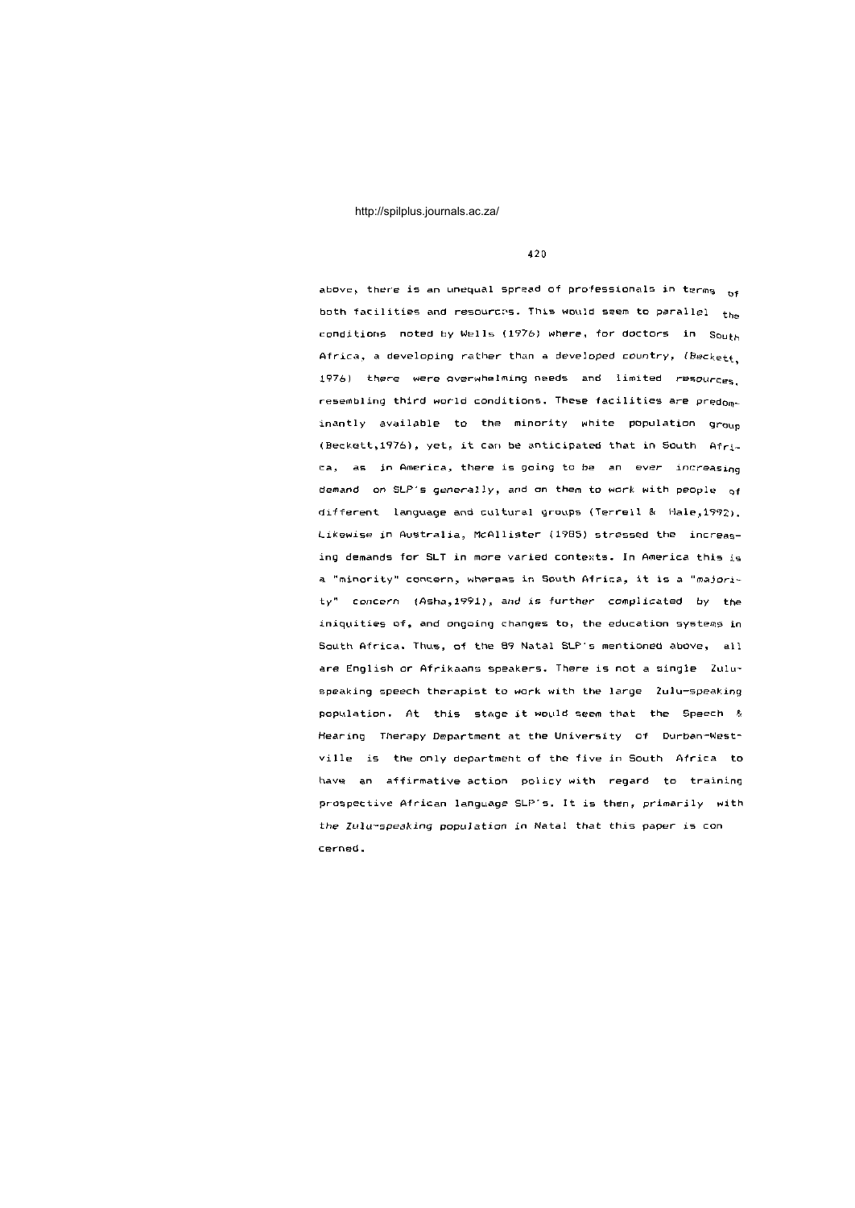above, there is an unequal spread of professionals in terms of both facilities and resources. This would seem to parallel the conditions noted by Wells (1976) where, for doctors in South Africa, a developing rather than a developed country, (Beckett, 1976) there were overwhelming needs and limited resources, resembling third world conditions. These facilities are predominantly available to the minority white population group (Beckett,1976), yet, it can be anticipated that in South Africa, as in America, there is going to be an ever increasing demand on SLP's generally, and on them to work with people of different language and cultural groups (Terrell & Hale,1992). Likewise in Australia, McAllister (1985) stressed the increasing demands for SLT in more varied contexts. In America this is a "minority" concern, whereas in South Africa, it is a "majority" concern (Asha,1991), and is further complicated by the iniquities of, and ongoing changes to, the education systems in South Africa. Thus, of the 89 Natal SLP's mentioned above, all are English or Afrikaans speakers. There is not a single Zulu-speaking speech therapist to work with the large Zulu-speaking population. At this stage it would seem that the Speech & Hearing Therapy Department at the University of Durban-Westville is the only department of the five in South Africa to have an affirmative action policy with regard to training prospective African language SLP's. It is then, primarily with the Zulu-speaking population in Natal that this paper is concerned.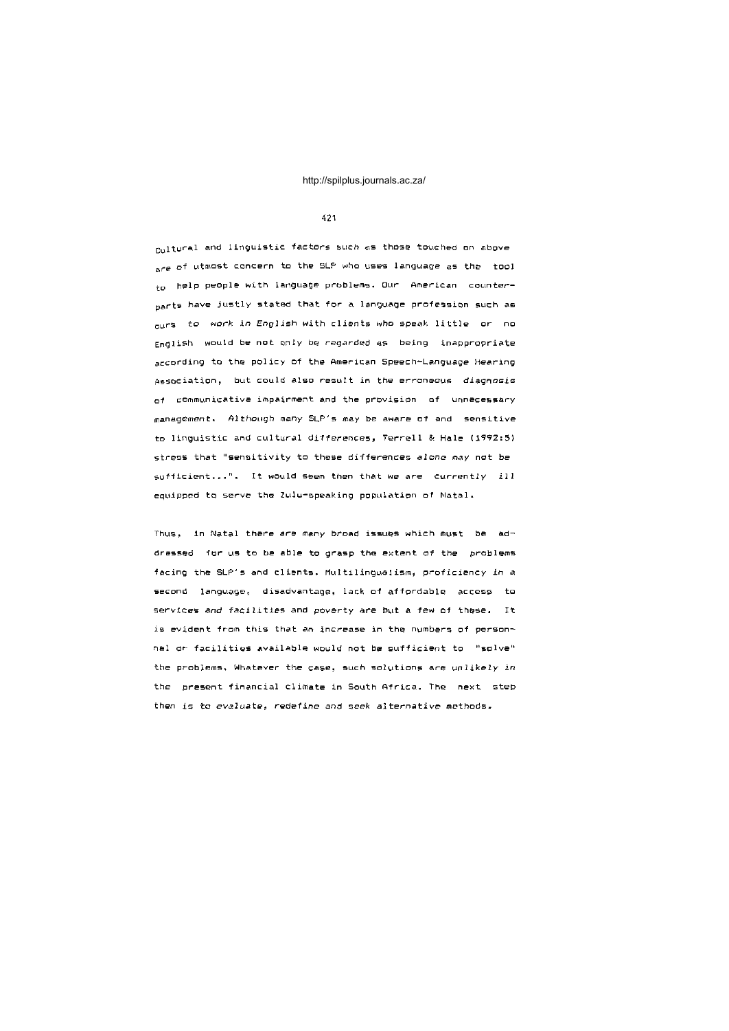Cultural and linguistic factors such as those touched on above are of utmost concern to the SLP who uses language as the tool to help people with language problems. Our American counterparts have justly stated that for a language profession such as ours to work in English with clients who speak little or no English would be not only be regarded as being inappropriate according to the policy of the American Speech-Language Hearing Association, but could also result in the erroneous diagnosis of communicative impairment and the provision of unnecessary management. Although many SLP's may be aware of and sensitive to linguistic and cultural differences, Terrell & Hale (1992:5) stress that "sensitivity to these differences alone may not be sufficient...". It would seem then that we are currently ill equipped to serve the Zulu-speaking population of Natal.

Thus, in Natal there are many broad issues which must be addressed for us to be able to grasp the extent of the problems facing the SLP's and clients. Multilingualism, proficiency in a second language, disadvantage, lack of affordable access to services and facilities and poverty are but a few of these. It is evident from this that an increase in the numbers of personnel or facilities available would not be sufficient to "solve" the problems. Whatever the case, such solutions are unlikely in the present financial climate in South Africa. The next step then is to evaluate, redefine and seek alternative methods.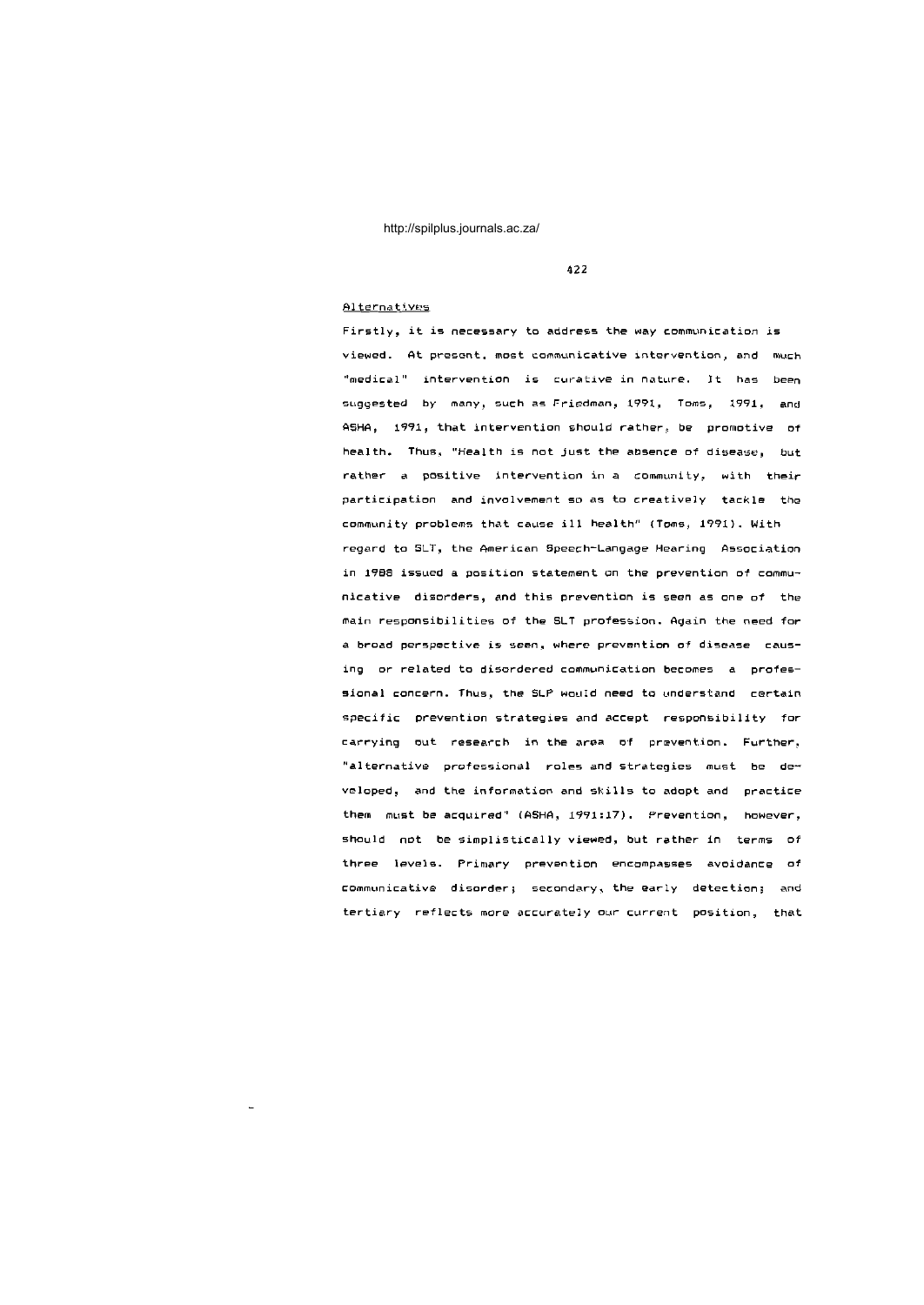Alternatives

Firstly, it is necessary to address the way communication is viewed. At present, most communicative intervention, and much "medical" intervention is curative in nature. It has been suggested by many, such as Friedman, 1991, Toms, 1991, and ASHA, 1991, that intervention should rather, be promotive of health. Thus, "Health is not just the absence of disease, but rather a positive intervention in a community, with their participation and involvement so as to creatively tackle the community problems that cause ill health" (Toms, 1991). With regard to SLT, the American Speech-Langage Hearing Association in 1988 issued a position statement on the prevention of communicative disorders, and this prevention is seen as one of the main responsibilities of the SLT profession. Again the need for a broad perspective is seen, where prevention of disease causing or related to disordered communication becomes a professional concern. Thus, the SLP would need to understand certain specific prevention strategies and accept responsibility for carrying out research in the area of prevention. Further, "alternative professional roles and strategies must be developed, and the information and skills to adopt and practice them must be acquired" (ASHA, 1991:17). Prevention, however, should not be simplistically viewed, but rather in terms of three levels. Primary prevention encompasses avoidance of communicative disorder; secondary, the early detection; and tertiary reflects more accurately our current position, that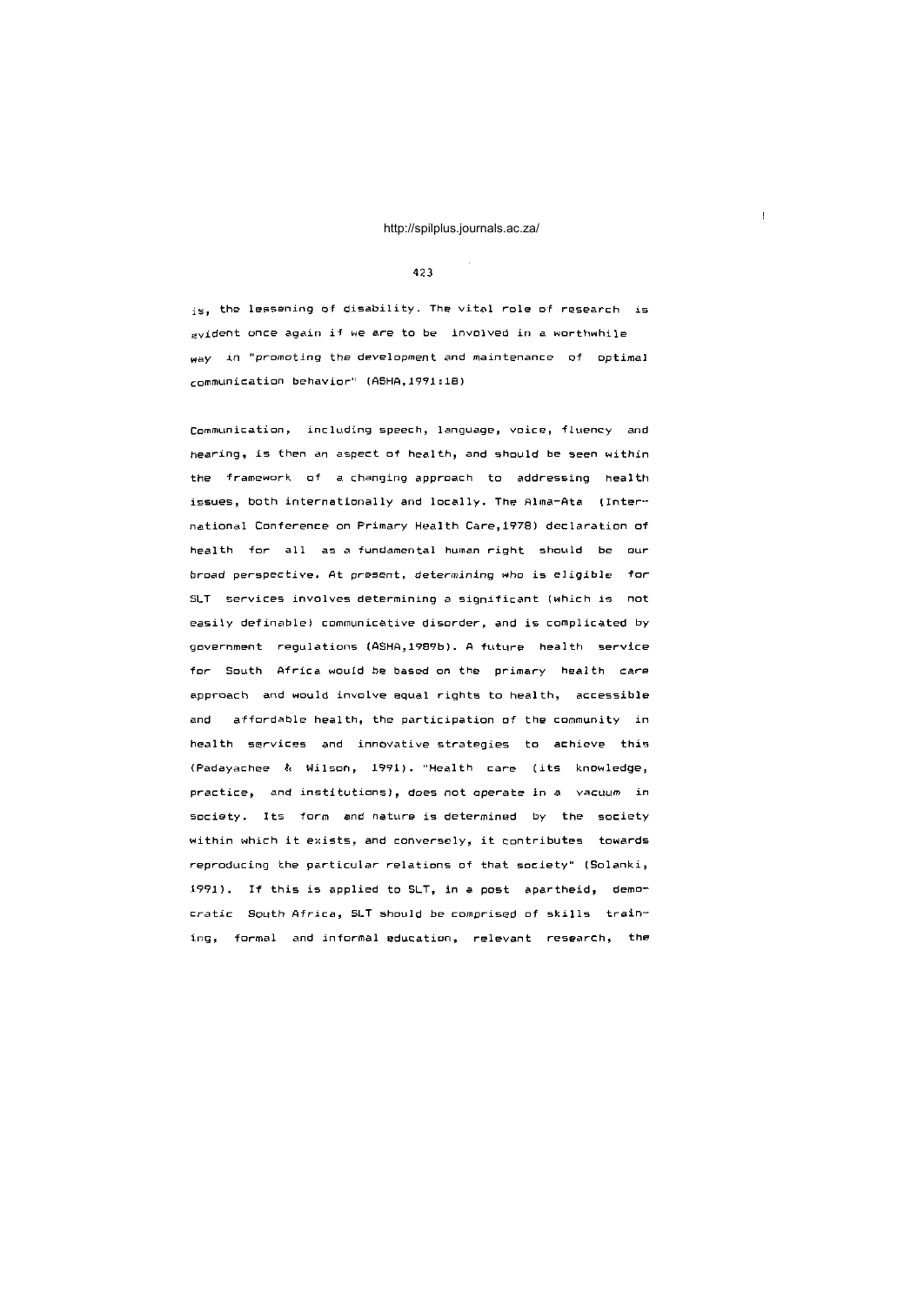is, the lessening of disability. The vital role of research is evident once again if we are to be involved in a worthwhile way in "promoting the development and maintenance of optimal communication behavior" (ASHA,1991:18)

Communication, including speech, language, voice, fluency and hearing, is then an aspect of health, and should be seen within the framework of a changing approach to addressing health issues, both internationally and locally. The Alma-Ata (International Conference on Primary Health Care,1978) declaration of health for all as a fundamental human right should be our broad perspective. At present, determining who is eligible for SLT services involves determining a significant (which is not easily definable) communicative disorder, and is complicated by government regulations (ASHA,1989b). A future health service for South Africa would be based on the primary health care approach and would involve equal rights to health, accessible and affordable health, the participation of the community in health services and innovative strategies to achieve this (Padayachee & Wilson, 1991). "Health care (its knowledge, practice, and institutions), does not operate in a vacuum in society. Its form and nature is determined by the society within which it exists, and conversely, it contributes towards reproducing the particular relations of that society" (Solanki, 1991). If this is applied to SLT, in a post apartheid, democratic South Africa, SLT should be comprised of skills training, formal and informal education, relevant research, the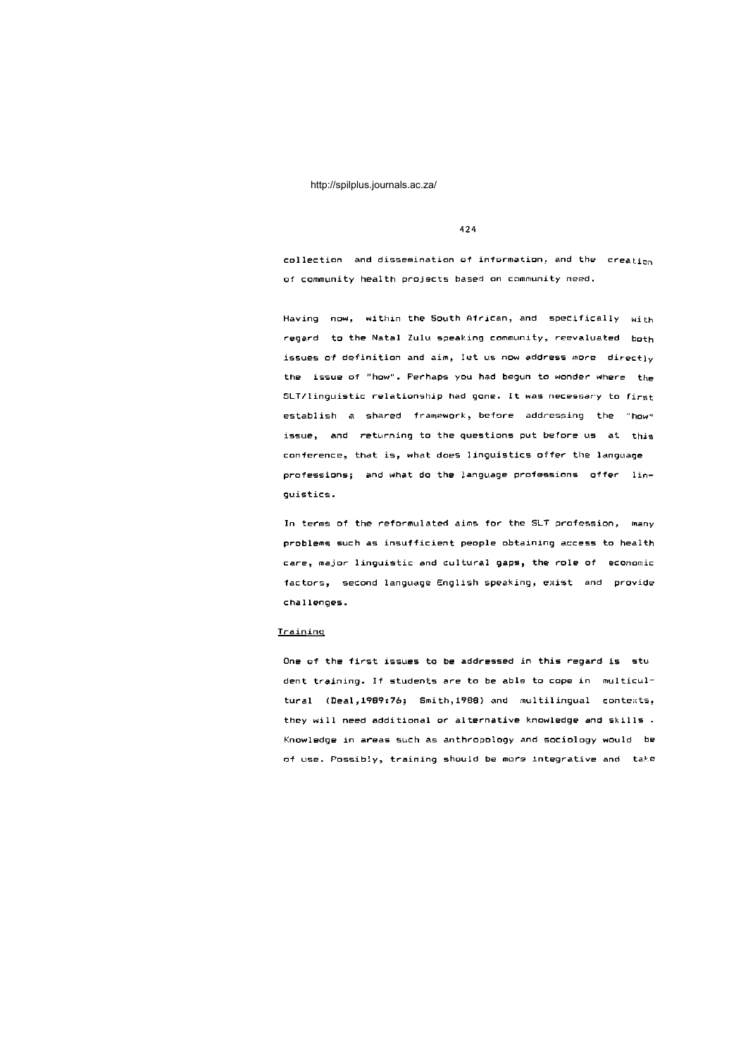collection and dissemination of information, and the creation of community health projects based on community need.

Having now, within the South African, and specifically with regard to the Natal Zulu speaking community, reevaluated both issues of definition and aim, let us now address more directly the issue of "how". Perhaps you had begun to wonder where the SLT/linguistic relationship had gone. It was necessary to first establish a shared framework, before addressing the "how" issue, and returning to the questions put before us at this conference, that is, what does linguistics offer the language professions; and what do the language professions offer linguistics.

In terms of the reformulated aims for the SLT profession, many problems such as insufficient people obtaining access to health care, major linguistic and cultural gaps, the role of economic factors, second language English speaking, exist and provide challenges.

<u>Training</u>

One of the first issues to be addressed in this regard is student training. If students are to be able to cope in multicultural (Deal,1989:76; Smith,1988) and multilingual contexts, they will need additional or alternative knowledge and skills. Knowledge in areas such as anthropology and sociology would be of use. Possibly, training should be more integrative and take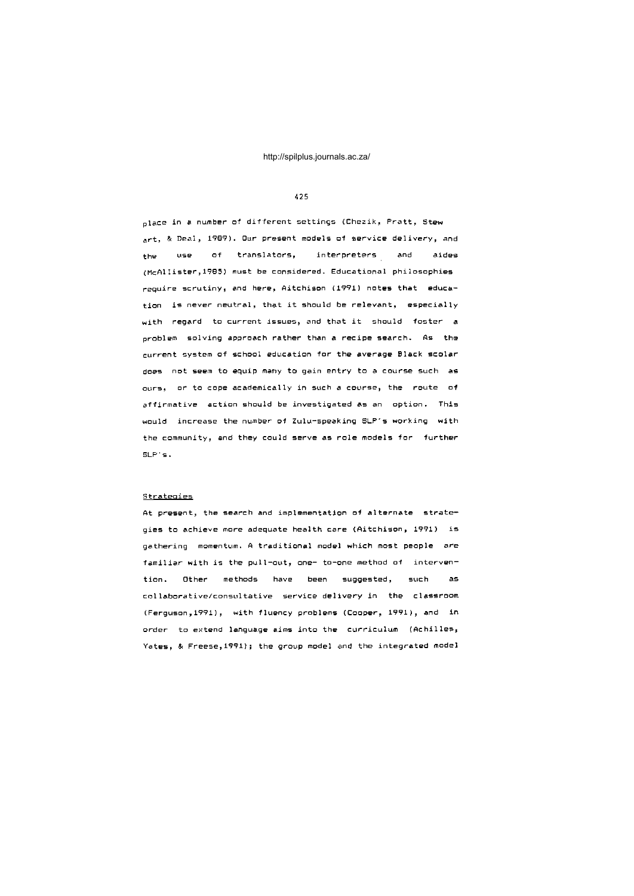place in a number of different settings (Chezik, Pratt, Stewart, & Deal, 1989). Our present models of service delivery, and the use of translators, interpreters and aides (McAllister,1985) must be considered. Educational philosophies require scrutiny, and here, Aitchison (1991) notes that education is never neutral, that it should be relevant, especially with regard to current issues, and that it should foster a problem solving approach rather than a recipe search. As the current system of school education for the average Black scolar does not seem to equip many to gain entry to a course such as ours, or to cope academically in such a course, the route of affirmative action should be investigated as an option. This would increase the number of Zulu-speaking SLP's working with the community, and they could serve as role models for further SLP's.

Strategies

At present, the search and implementation of alternate strategies to achieve more adequate health care (Aitchison, 1991) is gathering momentum. A traditional model which most people are familiar with is the pull-out, one- to-one method of intervention. Other methods have been suggested, such as collaborative/consultative service delivery in the classroom (Ferguson,1991), with fluency problems (Cooper, 1991), and in order to extend language aims into the curriculum (Achilles, Yates, & Freese,1991); the group model and the integrated model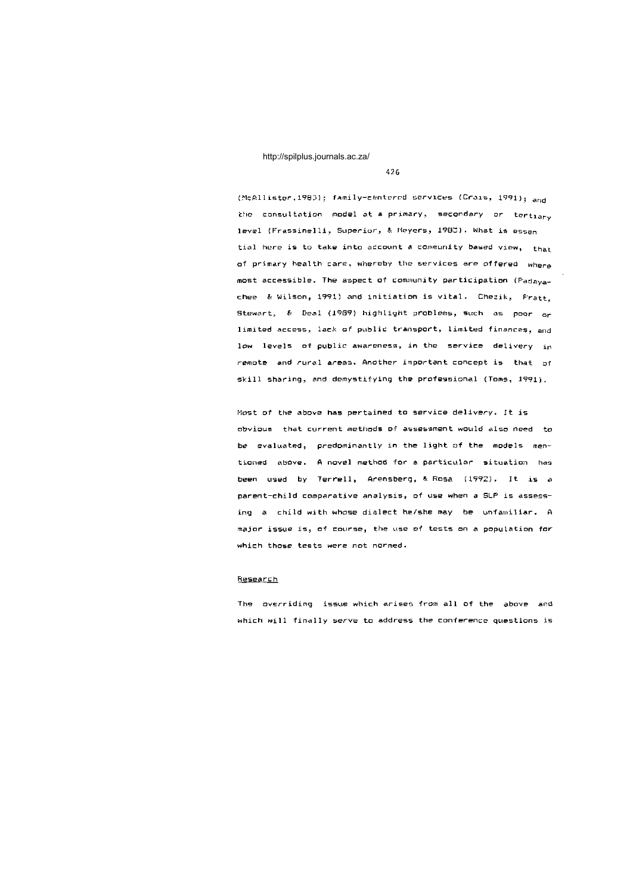(McAllister,1983); family-centered services (Crais, 1991); and the consultation model at a primary, secondary or tertiary level (Frassinelli, Superior, & Meyers, 1983). What is essential here is to take into account a community based view, that of primary health care, whereby the services are offered where most accessible. The aspect of community participation (Padayachee & Wilson, 1991) and initiation is vital. Chezik, Pratt, Stewart, & Deal (1989) highlight problems, such as poor or limited access, lack of public transport, limited finances, and low levels of public awareness, in the service delivery in remote and rural areas. Another important concept is that of skill sharing, and demystifying the professional (Toms, 1991).

Most of the above has pertained to service delivery. It is obvious that current methods of assessment would also need to be evaluated, predominantly in the light of the models mentioned above. A novel method for a particular situation has been used by Terrell, Arensberg, & Rosa (1992). It is a parent-child comparative analysis, of use when a SLP is assessing a child with whose dialect he/she may be unfamiliar. A major issue is, of course, the use of tests on a population for which those tests were not normed.

## Research

The overriding issue which arises from all of the above and which will finally serve to address the conference questions is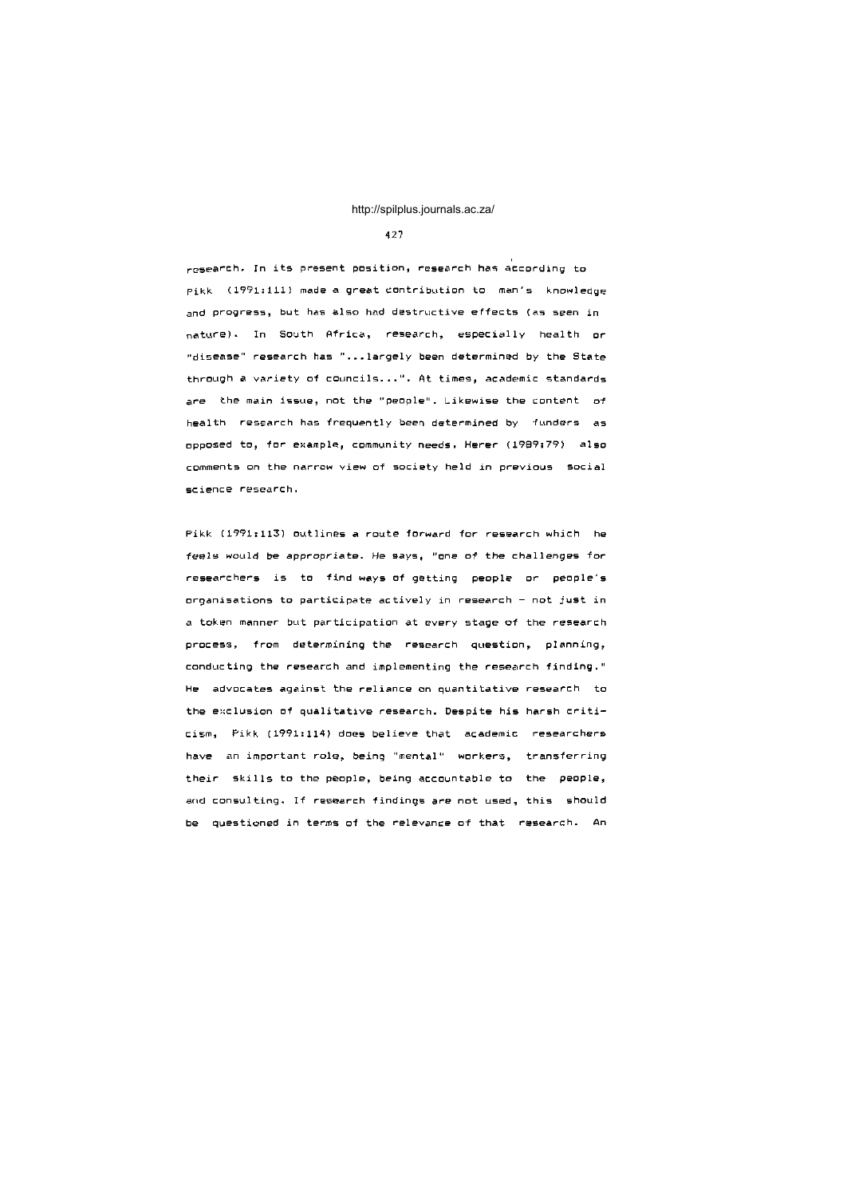research. In its present position, research has according to Pikk (1991:111) made a great contribution to man's knowledge and progress, but has also had destructive effects (as seen in nature). In South Africa, research, especially health or "disease" research has "...largely been determined by the State through a variety of councils...". At times, academic standards are the main issue, not the "people". Likewise the content of health research has frequently been determined by funders as opposed to, for example, community needs. Herer (1989:79) also comments on the narrow view of society held in previous social science research.

Pikk (1991:113) outlines a route forward for research which he feels would be appropriate. He says, "one of the challenges for researchers is to find ways of getting people or people's organisations to participate actively in research - not just in a token manner but participation at every stage of the research process, from determining the research question, planning, conducting the research and implementing the research finding." He advocates against the reliance on quantitative research to the exclusion of qualitative research. Despite his harsh criticism, Pikk (1991:114) does believe that academic researchers have an important role, being "mental" workers, transferring their skills to the people, being accountable to the people, and consulting. If research findings are not used, this should be questioned in terms of the relevance of that research. An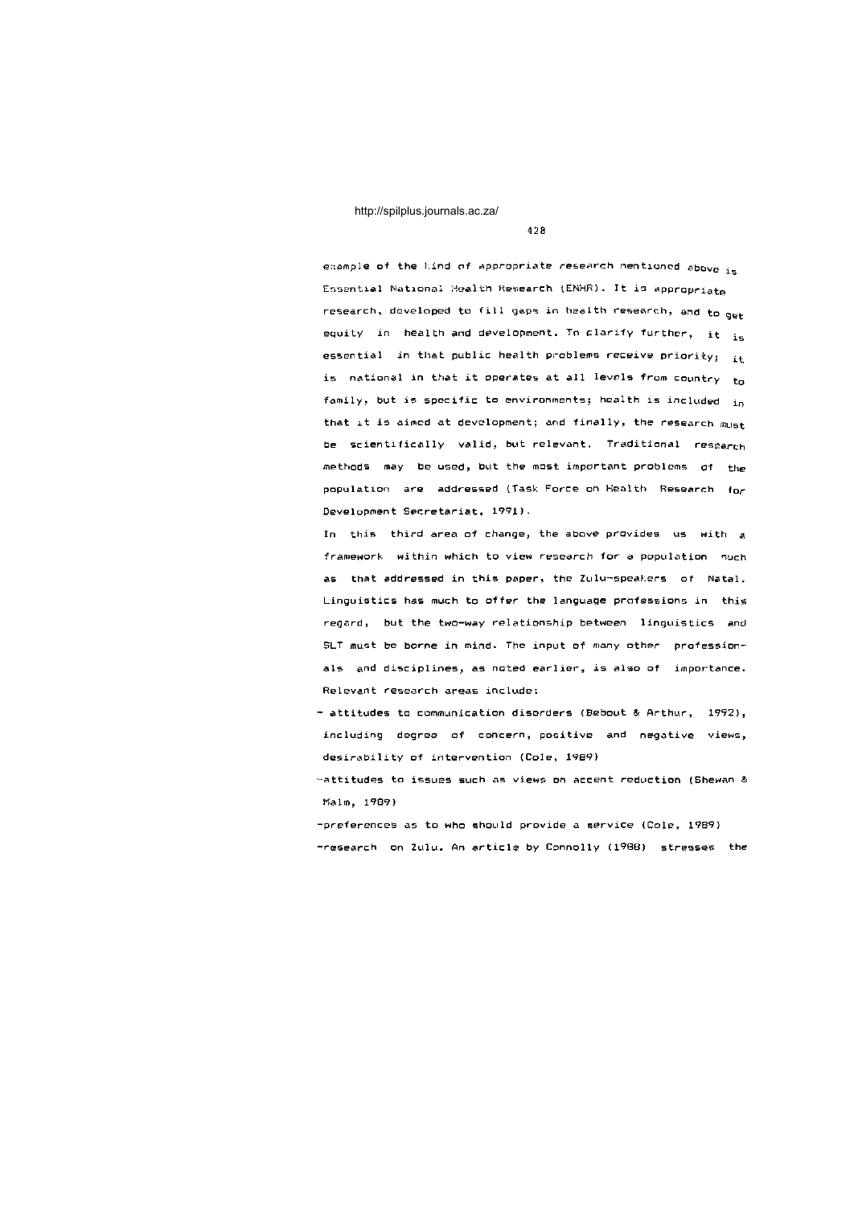example of the kind of appropriate research mentioned above is Essential National Health Research (ENHR). It is appropriate research, developed to fill gaps in health research, and to get equity in health and development. To clarify further, it is essential in that public health problems receive priority; it is national in that it operates at all levels from country to family, but is specific to environments; health is included in that it is aimed at development; and finally, the research must be scientifically valid, but relevant. Traditional research methods may be used, but the most important problems of the population are addressed (Task Force on Health Research for Development Secretariat, 1991).

In this third area of change, the above provides us with a framework within which to view research for a population such as that addressed in this paper, the Zulu-speakers of Natal. Linguistics has much to offer the language professions in this regard, but the two-way relationship between linguistics and SLT must be borne in mind. The input of many other professionals and disciplines, as noted earlier, is also of importance. Relevant research areas include:

- attitudes to communication disorders (Bebout & Arthur, 1992), including degree of concern, positive and negative views, desirability of intervention (Cole, 1989)
- attitudes to issues such as views on accent reduction (Shewan & Malm, 1989)
- preferences as to who should provide a service (Cole, 1989)
- research on Zulu. An article by Connolly (1988) stresses the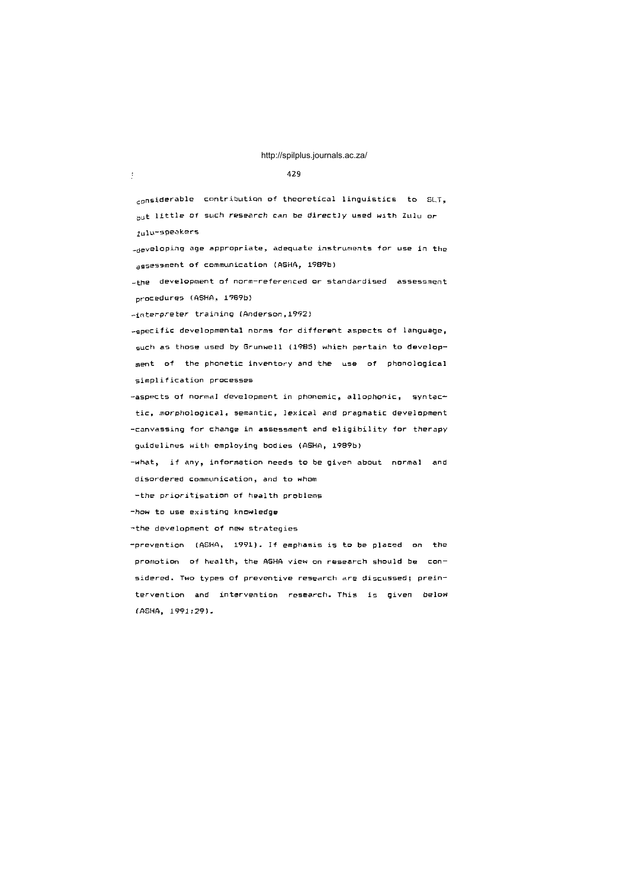considerable contribution of theoretical linguistics to SLT, but little of such research can be directly used with Zulu or Zulu-speakers

- developing age appropriate, adequate instruments for use in the assessment of communication (ASHA, 1989b)
- the development of norm-referenced or standardised assessment procedures (ASHA, 1989b)
- interpreter training (Anderson,1992)
- specific developmental norms for different aspects of language, such as those used by Grunwell (1985) which pertain to development of the phonetic inventory and the use of phonological simplification processes
- aspects of normal development in phonemic, allophonic, syntactic, morphological, semantic, lexical and pragmatic development
- canvassing for change in assessment and eligibility for therapy guidelines with employing bodies (ASHA, 1989b)
- what, if any, information needs to be given about normal and disordered communication, and to whom
- the prioritisation of health problems
- how to use existing knowledge
- the development of new strategies
- prevention (ASHA, 1991). If emphasis is to be placed on the promotion of health, the ASHA view on research should be considered. Two types of preventive research are discussed; preintervention and intervention research. This is given below (ASHA, 1991:29).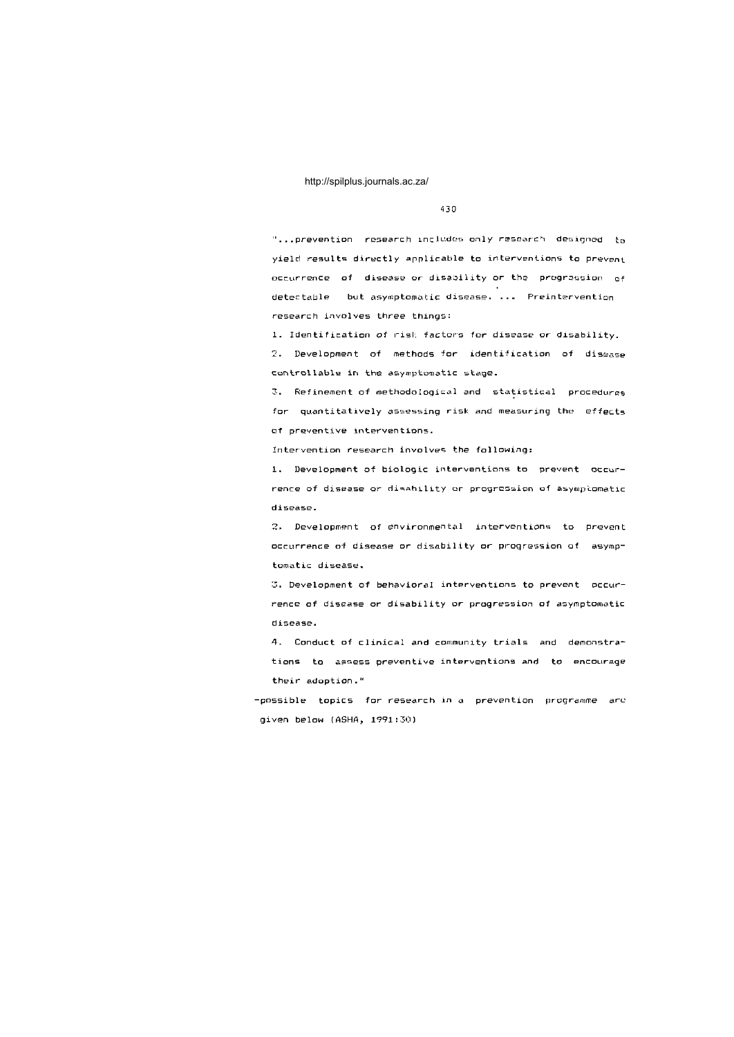"...prevention research includes only research designed to yield results directly applicable to interventions to prevent occurrence of disease or disability or the progression of detectable but asymptomatic disease. ... Preintervention research involves three things:

1. Identification of risk factors for disease or disability.
2. Development of methods for identification of disease controllable in the asymptomatic stage.
3. Refinement of methodological and statistical procedures for quantitatively assessing risk and measuring the effects of preventive interventions.

Intervention research involves the following:

1. Development of biologic interventions to prevent occurrence of disease or disability or progression of asymptomatic disease.
2. Development of environmental interventions to prevent occurrence of disease or disability or progression of asymptomatic disease.
3. Development of behavioral interventions to prevent occurrence of disease or disability or progression of asymptomatic disease.
4. Conduct of clinical and community trials and demonstrations to assess preventive interventions and to encourage their adoption."

-possible topics for research in a prevention programme are given below (ASHA, 1991:30)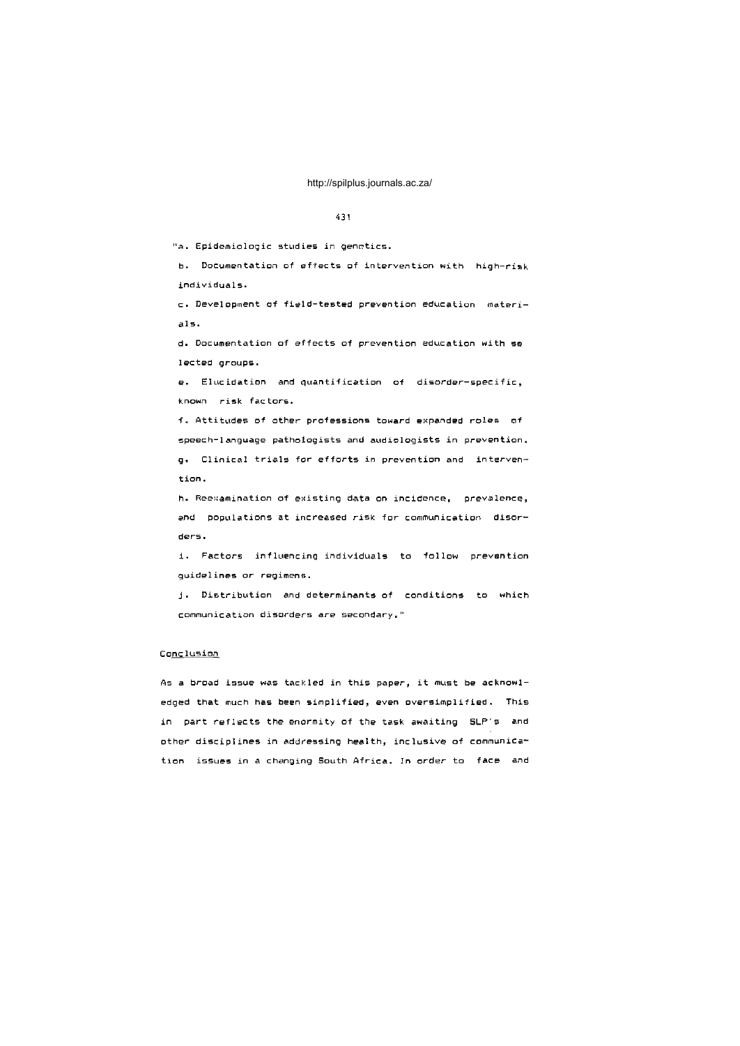"a. Epidemiologic studies in genetics.

b. Documentation of effects of intervention with high-risk individuals.

c. Development of field-tested prevention education materials.

d. Documentation of effects of prevention education with selected groups.

e. Elucidation and quantification of disorder-specific, known risk factors.

f. Attitudes of other professions toward expanded roles of speech-language pathologists and audiologists in prevention.

g. Clinical trials for efforts in prevention and intervention.

h. Reexamination of existing data on incidence, prevalence, and populations at increased risk for communication disorders.

i. Factors influencing individuals to follow prevention guidelines or regimens.

j. Distribution and determinants of conditions to which communication disorders are secondary."

## Conclusion

As a broad issue was tackled in this paper, it must be acknowledged that much has been simplified, even oversimplified. This in part reflects the enormity of the task awaiting SLP's and other disciplines in addressing health, inclusive of communication issues in a changing South Africa. In order to face and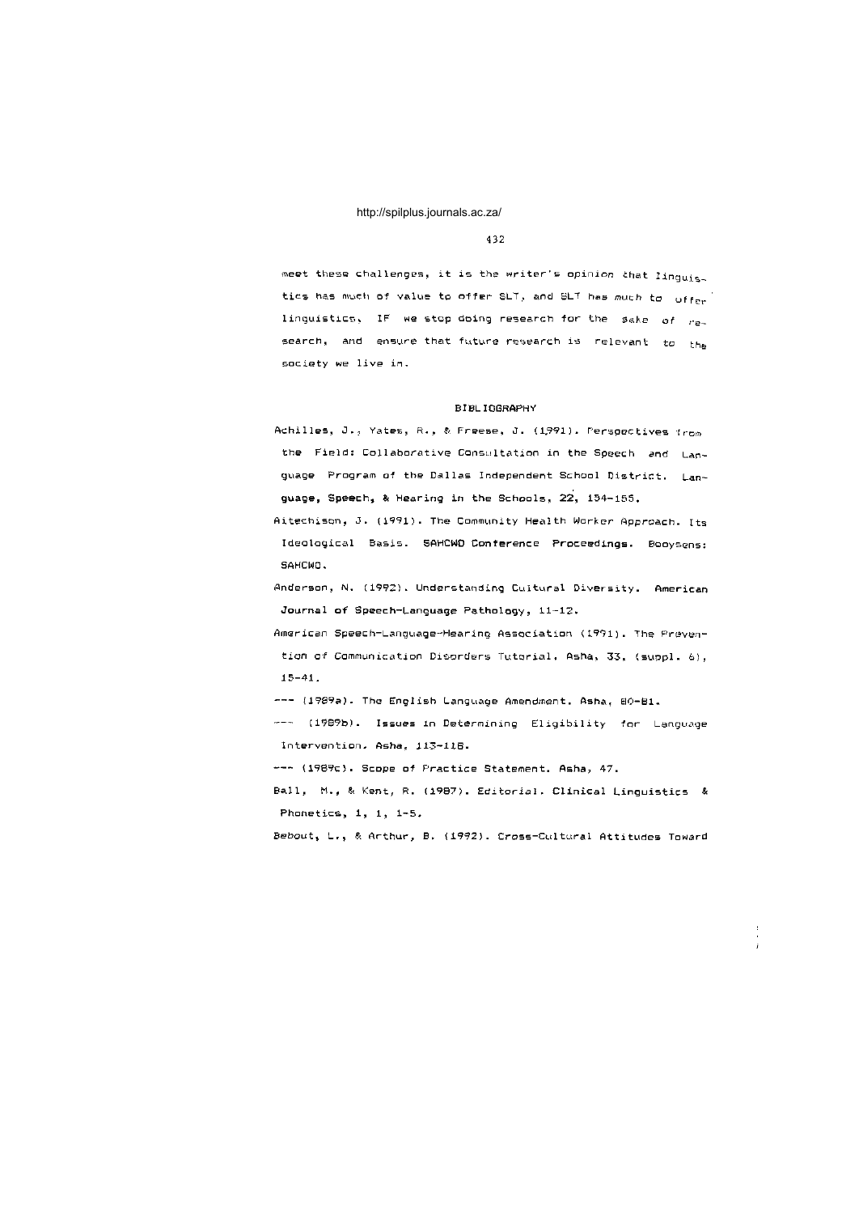meet these challenges, it is the writer's opinion that linguistics has much of value to offer SLT, and SLT has much to offer linguistics, IF we stop doing research for the sake of research, and ensure that future research is relevant to the society we live in.

## BIBLIOGRAPHY

Achilles, J., Yates, R., & Freese, J. (1991). Perspectives from the Field: Collaborative Consultation in the Speech and Language Program of the Dallas Independent School District. **Language, Speech, & Hearing in the Schools, 22,** 154-155.

Aitechison, J. (1991). The Community Health Worker Approach. Its Ideological Basis. **SAHCWO Conference Proceedings.** Booysens: SAHCWO.

Anderson, N. (1992). Understanding Cultural Diversity. **American Journal of Speech-Language Pathology,** 11-12.

American Speech-Language-Hearing Association (1991). The Prevention of Communication Disorders Tutorial. **Asha, 33,** (suppl. 6), 15-41.

--- (1989a). The English Language Amendment. **Asha,** 80-81.

--- (1989b). Issues in Determining Eligibility for Language Intervention. **Asha,** 113-118.

--- (1989c). Scope of Practice Statement. **Asha,** 47.

Ball, M., & Kent, R. (1987). Editorial. **Clinical Linguistics & Phonetics, 1,** 1, 1-5.

Bebout, L., & Arthur, B. (1992). Cross-Cultural Attitudes Toward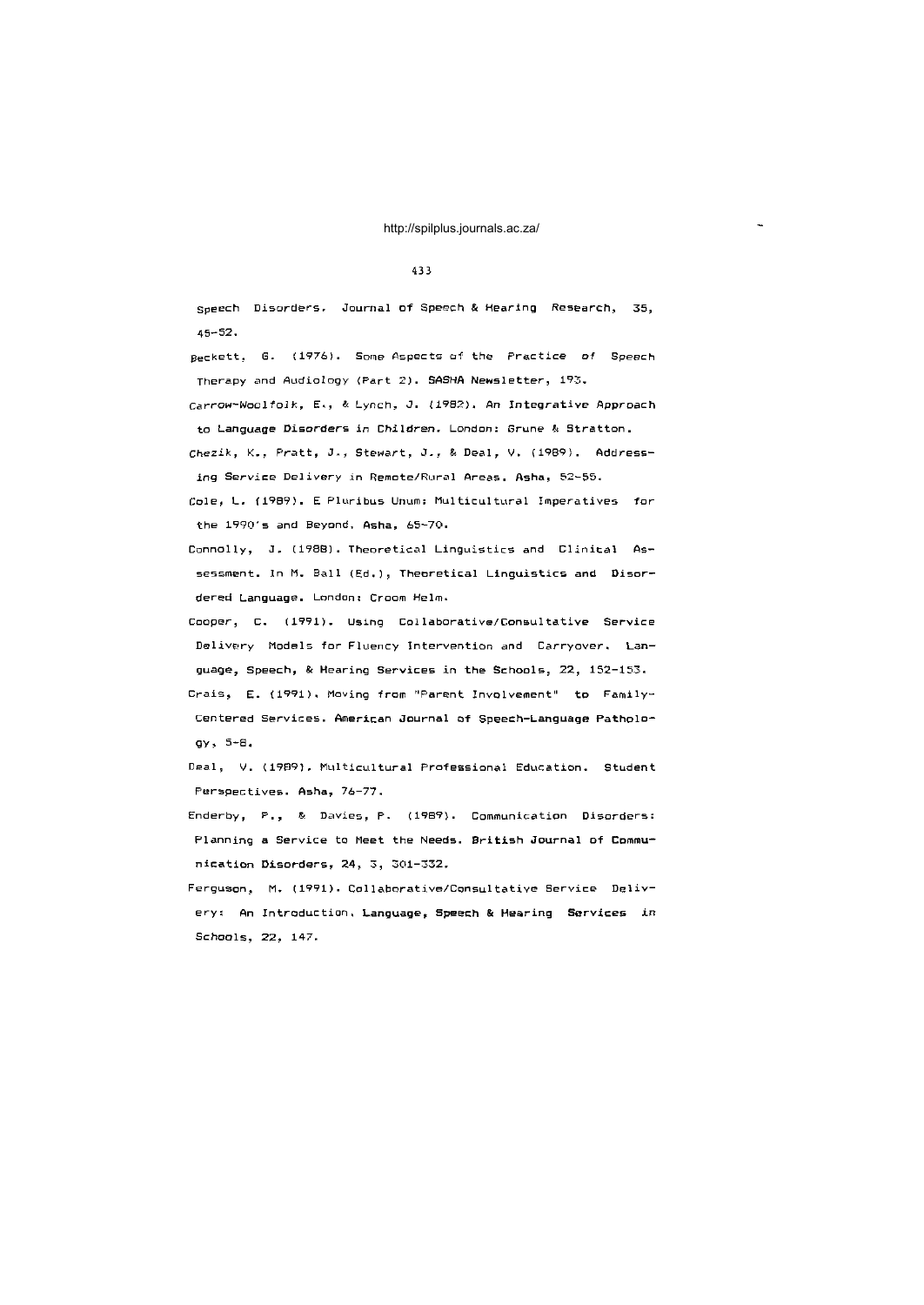Speech Disorders. Journal of Speech & Hearing Research, 35, 45-52.

Beckett, G. (1976). Some Aspects of the Practice of Speech Therapy and Audiology (Part 2). SASHA Newsletter, 193.

Carrow-Woolfolk, E., & Lynch, J. (1982). An Integrative Approach to Language Disorders in Children. London: Grune & Stratton.

Chezik, K., Pratt, J., Stewart, J., & Deal, V. (1989). Addressing Service Delivery in Remote/Rural Areas. Asha, 52-55.

Cole, L. (1989). E Pluribus Unum: Multicultural Imperatives for the 1990's and Beyond. Asha, 65-70.

Connolly, J. (1988). Theoretical Linguistics and Clinical Assessment. In M. Ball (Ed.), Theoretical Linguistics and Disordered Language. London: Croom Helm.

Cooper, C. (1991). Using Collaborative/Consultative Service Delivery Models for Fluency Intervention and Carryover. Language, Speech, & Hearing Services in the Schools, 22, 152-153.

Crais, E. (1991). Moving from "Parent Involvement" to Family-Centered Services. American Journal of Speech-Language Pathology, 5-8.

Deal, V. (1989). Multicultural Professional Education. Student Perspectives. Asha, 76-77.

Enderby, P., & Davies, P. (1989). Communication Disorders: Planning a Service to Meet the Needs. British Journal of Communication Disorders, 24, 3, 301-332.

Ferguson, M. (1991). Collaborative/Consultative Service Delivery: An Introduction. Language, Speech & Hearing Services in Schools, 22, 147.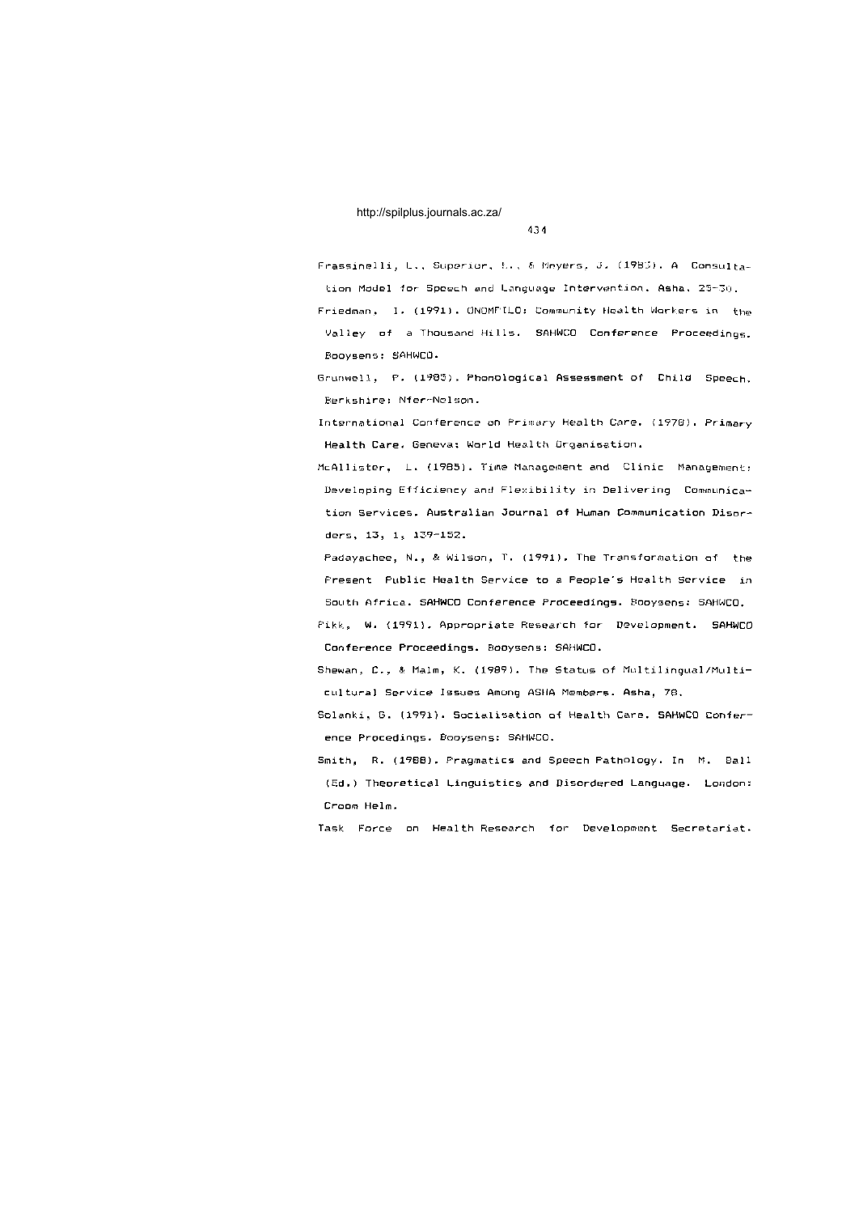Frassinelli, L., Superior, L., & Meyers, J. (1983). A Consultation Model for Speech and Language Intervention. **Asha**, 25-30.

Friedman, I. (1991). ONOMFILO: Community Health Workers in the Valley of a Thousand Hills. **SAHWCO Conference Proceedings**. Booysens: SAHWCO.

Grunwell, P. (1985). **Phonological Assessment of Child Speech**. Berkshire: Nfer-Nelson.

International Conference on Primary Health Care. (1978). **Primary Health Care**. Geneva: World Health Organisation.

McAllister, L. (1985). Time Management and Clinic Management: Developing Efficiency and Flexibility in Delivering Communication Services. **Australian Journal of Human Communication Disorders**, 13, 1, 139-152.

Padayachee, N., & Wilson, T. (1991). The Transformation of the Present Public Health Service to a People's Health Service in South Africa. **SAHWCO Conference Proceedings**. Booysens: SAHWCO.

Pikk, W. (1991). Appropriate Research for Development. **SAHWCO Conference Proceedings**. Booysens: SAHWCO.

Shewan, C., & Malm, K. (1989). The Status of Multilingual/Multicultural Service Issues Among ASHA Members. **Asha**, 78.

Solanki, G. (1991). Socialisation of Health Care. **SAHWCO Conference Procedings**. Booysens: SAHWCO.

Smith, R. (1988). Pragmatics and Speech Pathology. In M. Ball (Ed.) **Theoretical Linguistics and Disordered Language**. London: Croom Helm.

Task Force on Health Research for Development Secretariat.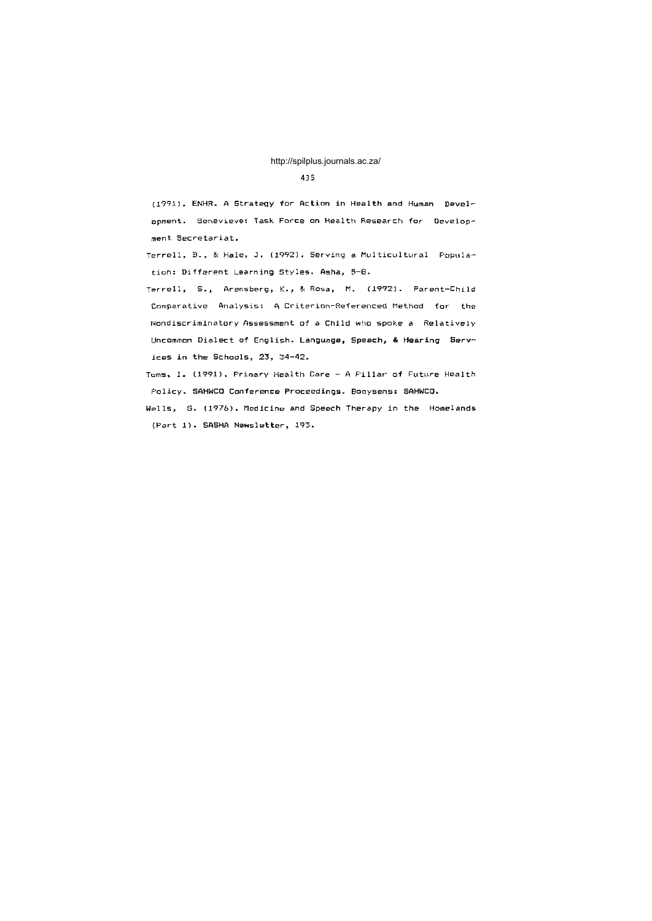(1991). ENHR. A Strategy for Action in Health and Human Development. Genevieve: Task Force on Health Research for Development Secretariat.

Terrell, B., & Hale, J. (1992). Serving a Multicultural Population: Different Learning Styles. Asha, 5-8.

Terrell, S., Arensberg, K., & Rosa, M. (1992). Parent-Child Comparative Analysis: A Criterion-Referenced Method for the Nondiscriminatory Assessment of a Child who spoke a Relatively Uncommon Dialect of English. Language, Speech, & Hearing Services in the Schools, 23, 34-42.

Toms, I. (1991). Primary Health Care - A Pillar of Future Health Policy. SAHWCO Conference Proceedings. Booysens: SAHWCO.

Wells, G. (1976). Medicine and Speech Therapy in the Homelands (Part 1). SASHA Newsletter, 193.